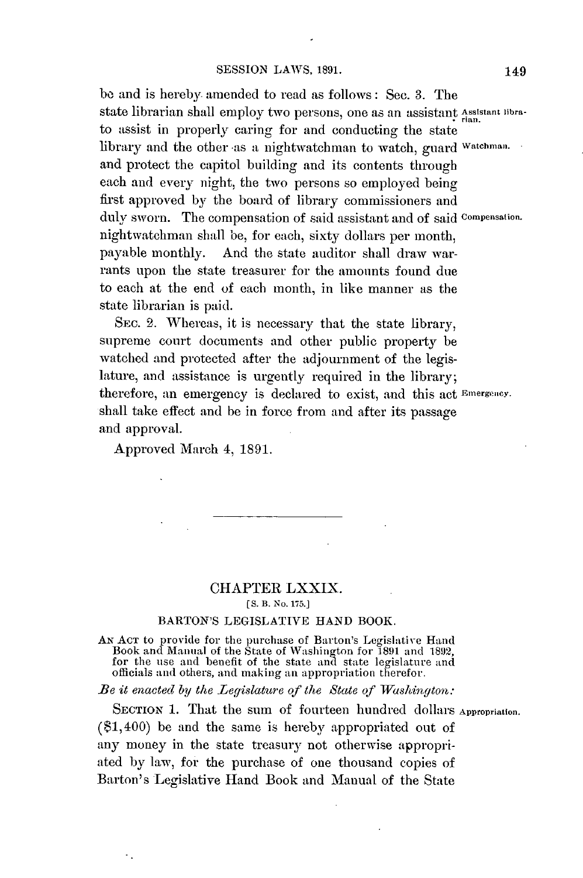be and is hereby amended to read as follows: Sec. 3. The state librarian shall employ two persons, one as an assistant to assist in properly caring for and conducting the state library and the other as a nightwatchman to watch, guard and protect the capitol building and its contents through each and every night, the two persons so employed being first approved by the board of library commissioners and duly sworn. The compensation of said assistant and of said nightwatchman shall be, for each, sixty dollars per month, payable monthly. And the state auditor shall draw warrants upon the state treasurer for the amounts found due to each at the end of each month, in like manner as the state librarian is paid.

Assistant librarian.

Watchman.

Compensation.

SEC. 2. Whereas, it is necessary that the state library, supreme court documents and other public property be watched and protected after the adjournment of the legislature, and assistance is urgently required in the library; therefore, an emergency is declared to exist, and this act shall take effect and be in force from and after its passage and approval.

Emergency.

Approved March 4, 1891.

---

## CHAPTER LXXIX.

[S. B. No. 175.]

### BARTON'S LEGISLATIVE HAND BOOK.

AN ACT to provide for the purchase of Barton's Legislative Hand Book and Manual of the State of Washington for 1891 and 1892, for the use and benefit of the state and state legislature and officials and others, and making an appropriation therefor.

*Be it enacted by the Legislature of the State of Washington:*

SECTION 1. That the sum of fourteen hundred dollars ($1,400) be and the same is hereby appropriated out of any money in the state treasury not otherwise appropriated by law, for the purchase of one thousand copies of Barton's Legislative Hand Book and Manual of the State

Appropriation.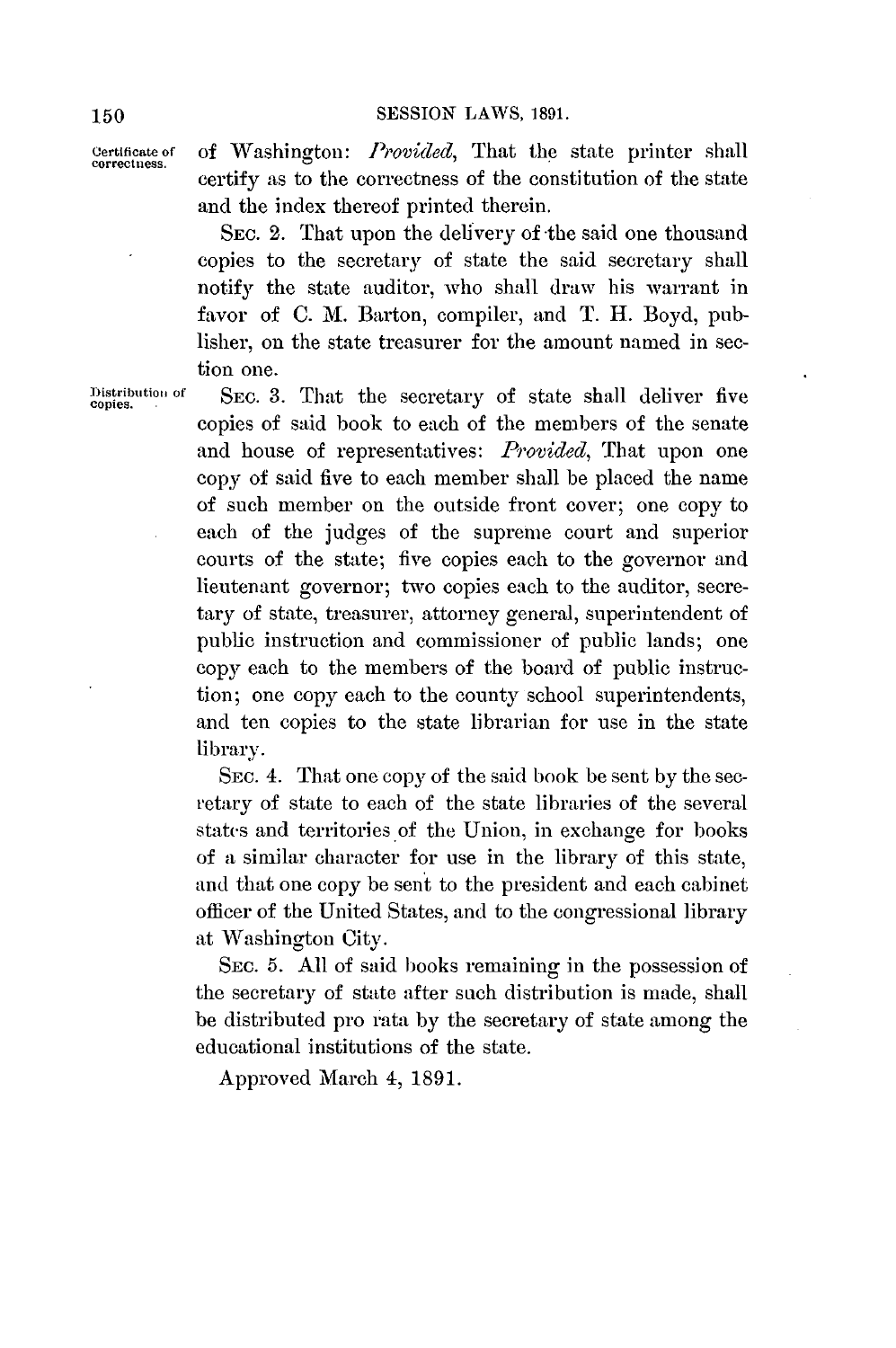of Washington: *Provided*, That the state printer shall certify as to the correctness of the constitution of the state and the index thereof printed therein.

Certificate of correctness.

SEC. 2. That upon the delivery of the said one thousand copies to the secretary of state the said secretary shall notify the state auditor, who shall draw his warrant in favor of C. M. Barton, compiler, and T. H. Boyd, publisher, on the state treasurer for the amount named in section one.

Distribution of copies.

SEC. 3. That the secretary of state shall deliver five copies of said book to each of the members of the senate and house of representatives: *Provided*, That upon one copy of said five to each member shall be placed the name of such member on the outside front cover; one copy to each of the judges of the supreme court and superior courts of the state; five copies each to the governor and lieutenant governor; two copies each to the auditor, secretary of state, treasurer, attorney general, superintendent of public instruction and commissioner of public lands; one copy each to the members of the board of public instruction; one copy each to the county school superintendents, and ten copies to the state librarian for use in the state library.

SEC. 4. That one copy of the said book be sent by the secretary of state to each of the state libraries of the several states and territories of the Union, in exchange for books of a similar character for use in the library of this state, and that one copy be sent to the president and each cabinet officer of the United States, and to the congressional library at Washington City.

SEC. 5. All of said books remaining in the possession of the secretary of state after such distribution is made, shall be distributed pro rata by the secretary of state among the educational institutions of the state.

Approved March 4, 1891.